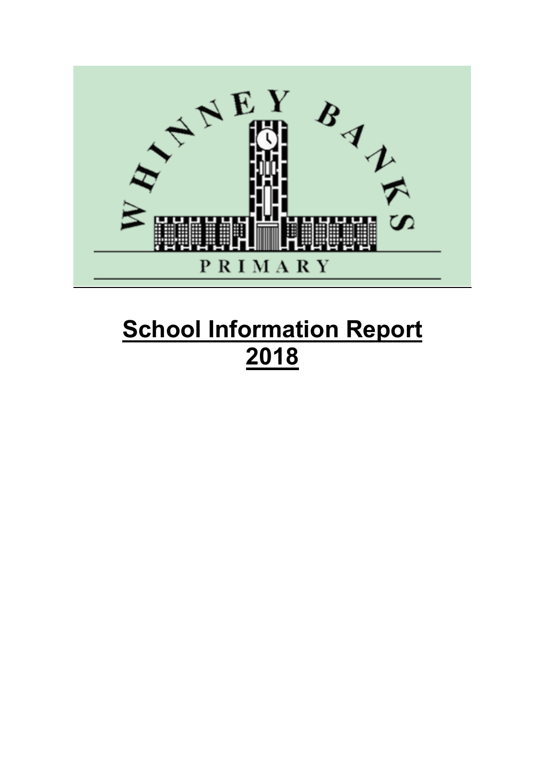WHINNEY BANKS

PRIMARY

# School Information Report 2018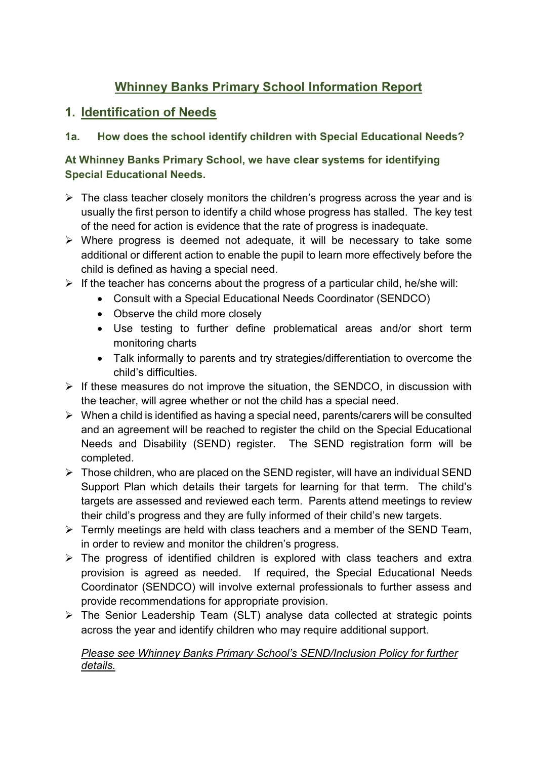# Whinney Banks Primary School Information Report

## 1. Identification of Needs

### 1a. How does the school identify children with Special Educational Needs?

**At Whinney Banks Primary School, we have clear systems for identifying Special Educational Needs.**

- The class teacher closely monitors the children's progress across the year and is usually the first person to identify a child whose progress has stalled. The key test of the need for action is evidence that the rate of progress is inadequate.
- Where progress is deemed not adequate, it will be necessary to take some additional or different action to enable the pupil to learn more effectively before the child is defined as having a special need.
- If the teacher has concerns about the progress of a particular child, he/she will:
  - Consult with a Special Educational Needs Coordinator (SENDCO)
  - Observe the child more closely
  - Use testing to further define problematical areas and/or short term monitoring charts
  - Talk informally to parents and try strategies/differentiation to overcome the child's difficulties.
- If these measures do not improve the situation, the SENDCO, in discussion with the teacher, will agree whether or not the child has a special need.
- When a child is identified as having a special need, parents/carers will be consulted and an agreement will be reached to register the child on the Special Educational Needs and Disability (SEND) register. The SEND registration form will be completed.
- Those children, who are placed on the SEND register, will have an individual SEND Support Plan which details their targets for learning for that term. The child's targets are assessed and reviewed each term. Parents attend meetings to review their child's progress and they are fully informed of their child's new targets.
- Termly meetings are held with class teachers and a member of the SEND Team, in order to review and monitor the children's progress.
- The progress of identified children is explored with class teachers and extra provision is agreed as needed. If required, the Special Educational Needs Coordinator (SENDCO) will involve external professionals to further assess and provide recommendations for appropriate provision.
- The Senior Leadership Team (SLT) analyse data collected at strategic points across the year and identify children who may require additional support.

*Please see Whinney Banks Primary School's SEND/Inclusion Policy for further details.*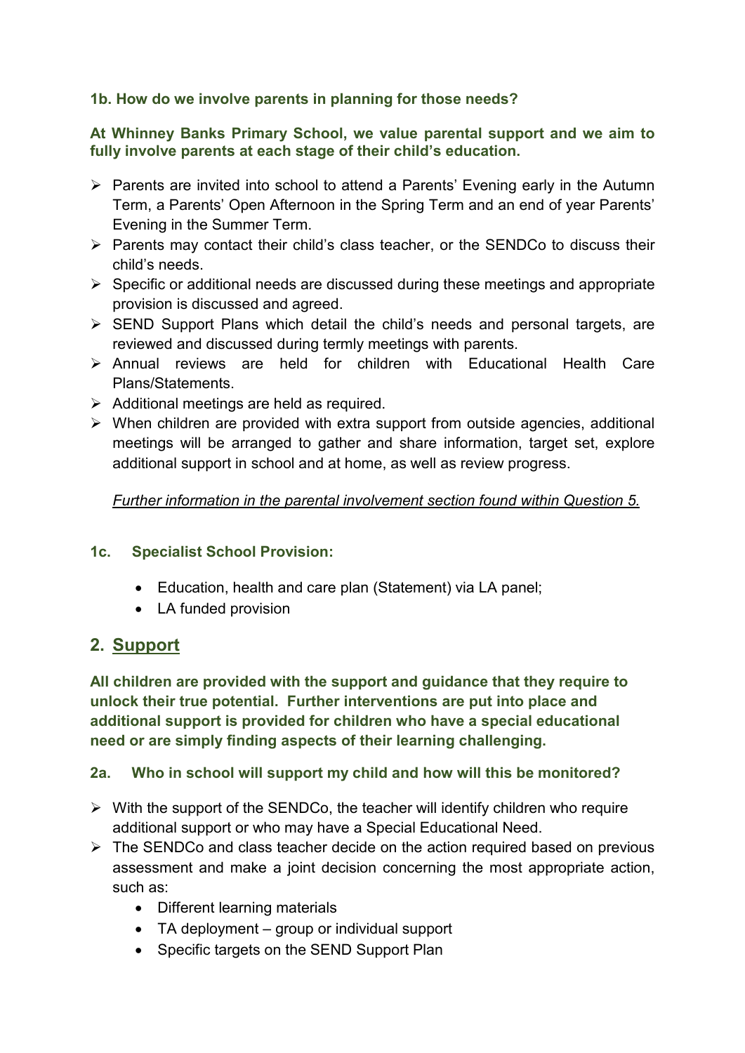### 1b. How do we involve parents in planning for those needs?

**At Whinney Banks Primary School, we value parental support and we aim to fully involve parents at each stage of their child's education.**

- Parents are invited into school to attend a Parents' Evening early in the Autumn Term, a Parents' Open Afternoon in the Spring Term and an end of year Parents' Evening in the Summer Term.
- Parents may contact their child's class teacher, or the SENDCo to discuss their child's needs.
- Specific or additional needs are discussed during these meetings and appropriate provision is discussed and agreed.
- SEND Support Plans which detail the child's needs and personal targets, are reviewed and discussed during termly meetings with parents.
- Annual reviews are held for children with Educational Health Care Plans/Statements.
- Additional meetings are held as required.
- When children are provided with extra support from outside agencies, additional meetings will be arranged to gather and share information, target set, explore additional support in school and at home, as well as review progress.

  <u>*Further information in the parental involvement section found within Question 5.*</u>

### 1c. Specialist School Provision:

- Education, health and care plan (Statement) via LA panel;
- LA funded provision

## 2. <u>Support</u>

**All children are provided with the support and guidance that they require to unlock their true potential. Further interventions are put into place and additional support is provided for children who have a special educational need or are simply finding aspects of their learning challenging.**

### 2a. Who in school will support my child and how will this be monitored?

- With the support of the SENDCo, the teacher will identify children who require additional support or who may have a Special Educational Need.
- The SENDCo and class teacher decide on the action required based on previous assessment and make a joint decision concerning the most appropriate action, such as:
  - Different learning materials
  - TA deployment – group or individual support
  - Specific targets on the SEND Support Plan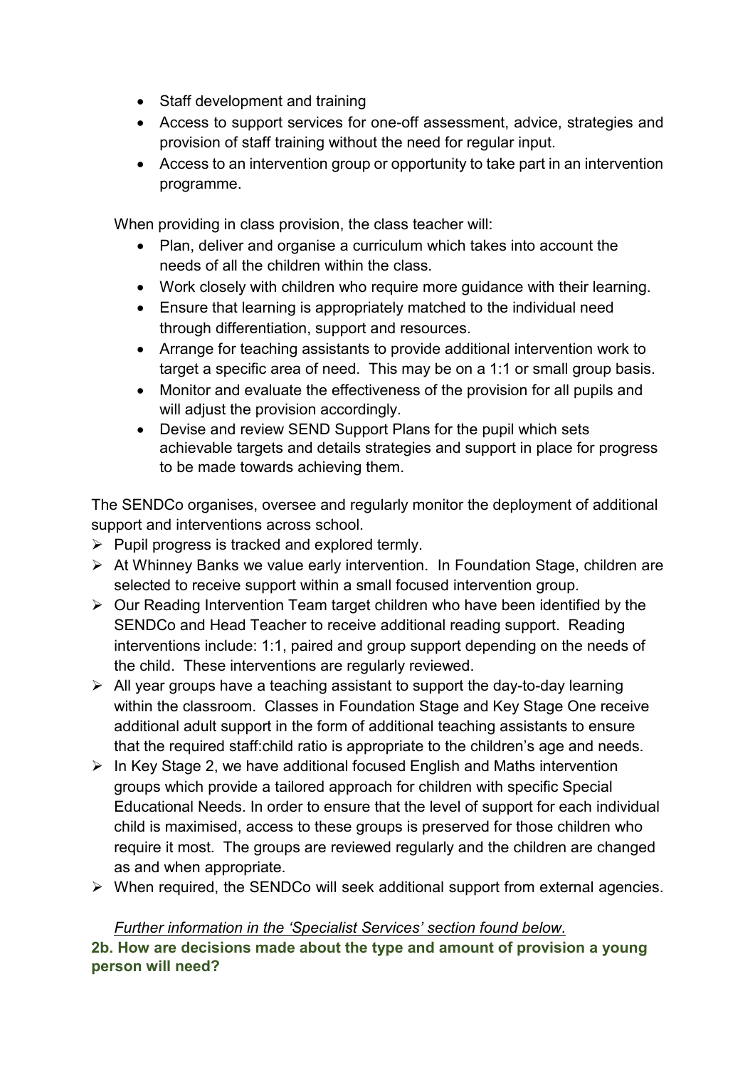- Staff development and training
- Access to support services for one-off assessment, advice, strategies and provision of staff training without the need for regular input.
- Access to an intervention group or opportunity to take part in an intervention programme.

When providing in class provision, the class teacher will:

- Plan, deliver and organise a curriculum which takes into account the needs of all the children within the class.
- Work closely with children who require more guidance with their learning.
- Ensure that learning is appropriately matched to the individual need through differentiation, support and resources.
- Arrange for teaching assistants to provide additional intervention work to target a specific area of need. This may be on a 1:1 or small group basis.
- Monitor and evaluate the effectiveness of the provision for all pupils and will adjust the provision accordingly.
- Devise and review SEND Support Plans for the pupil which sets achievable targets and details strategies and support in place for progress to be made towards achieving them.

The SENDCo organises, oversee and regularly monitor the deployment of additional support and interventions across school.

- Pupil progress is tracked and explored termly.
- At Whinney Banks we value early intervention. In Foundation Stage, children are selected to receive support within a small focused intervention group.
- Our Reading Intervention Team target children who have been identified by the SENDCo and Head Teacher to receive additional reading support. Reading interventions include: 1:1, paired and group support depending on the needs of the child. These interventions are regularly reviewed.
- All year groups have a teaching assistant to support the day-to-day learning within the classroom. Classes in Foundation Stage and Key Stage One receive additional adult support in the form of additional teaching assistants to ensure that the required staff:child ratio is appropriate to the children's age and needs.
- In Key Stage 2, we have additional focused English and Maths intervention groups which provide a tailored approach for children with specific Special Educational Needs. In order to ensure that the level of support for each individual child is maximised, access to these groups is preserved for those children who require it most. The groups are reviewed regularly and the children are changed as and when appropriate.
- When required, the SENDCo will seek additional support from external agencies.

*Further information in the 'Specialist Services' section found below.*

**2b. How are decisions made about the type and amount of provision a young person will need?**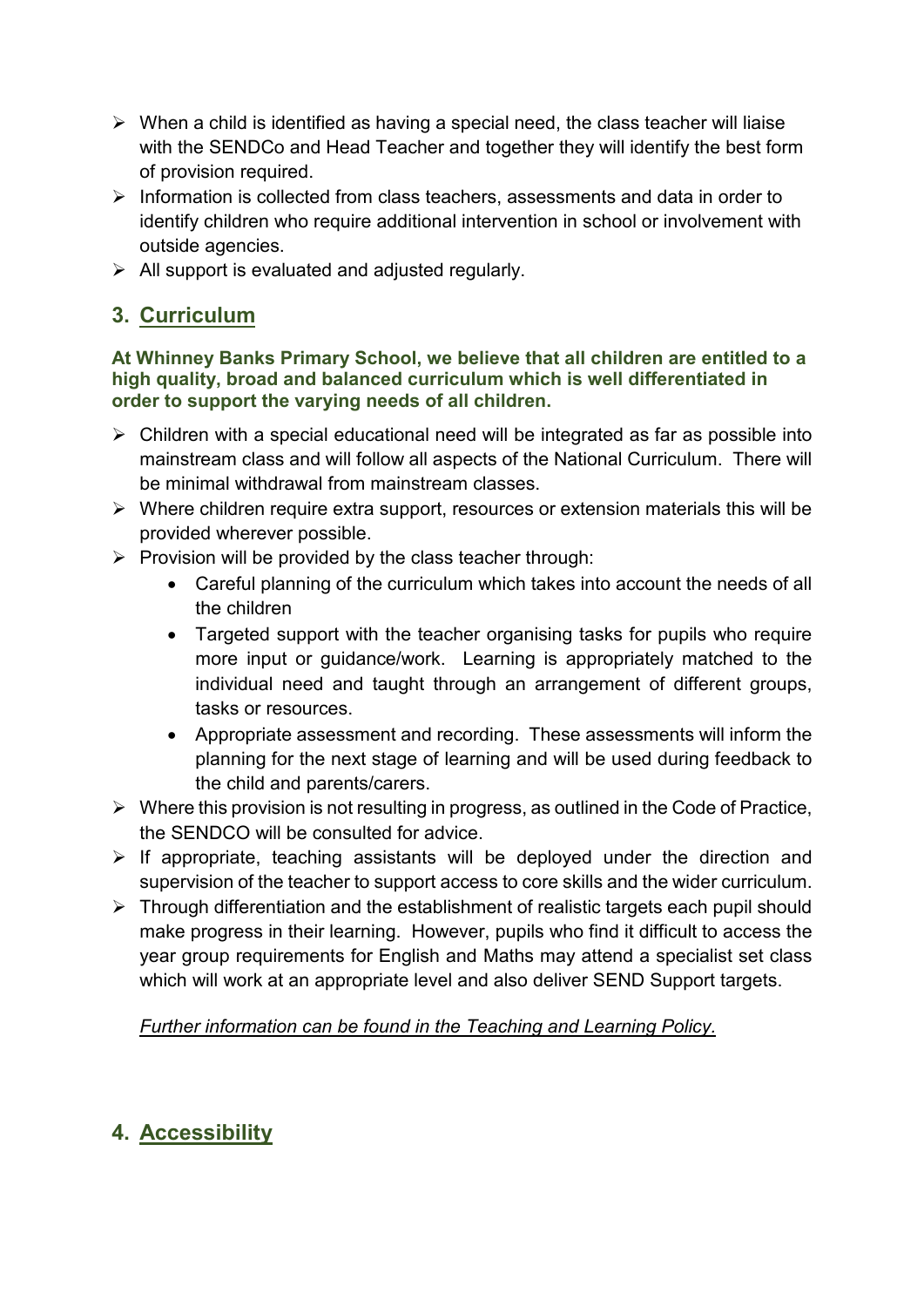- When a child is identified as having a special need, the class teacher will liaise with the SENDCo and Head Teacher and together they will identify the best form of provision required.
- Information is collected from class teachers, assessments and data in order to identify children who require additional intervention in school or involvement with outside agencies.
- All support is evaluated and adjusted regularly.

## 3. Curriculum

**At Whinney Banks Primary School, we believe that all children are entitled to a high quality, broad and balanced curriculum which is well differentiated in order to support the varying needs of all children.**

- Children with a special educational need will be integrated as far as possible into mainstream class and will follow all aspects of the National Curriculum. There will be minimal withdrawal from mainstream classes.
- Where children require extra support, resources or extension materials this will be provided wherever possible.
- Provision will be provided by the class teacher through:
  - Careful planning of the curriculum which takes into account the needs of all the children
  - Targeted support with the teacher organising tasks for pupils who require more input or guidance/work. Learning is appropriately matched to the individual need and taught through an arrangement of different groups, tasks or resources.
  - Appropriate assessment and recording. These assessments will inform the planning for the next stage of learning and will be used during feedback to the child and parents/carers.
- Where this provision is not resulting in progress, as outlined in the Code of Practice, the SENDCO will be consulted for advice.
- If appropriate, teaching assistants will be deployed under the direction and supervision of the teacher to support access to core skills and the wider curriculum.
- Through differentiation and the establishment of realistic targets each pupil should make progress in their learning. However, pupils who find it difficult to access the year group requirements for English and Maths may attend a specialist set class which will work at an appropriate level and also deliver SEND Support targets.

*Further information can be found in the Teaching and Learning Policy.*

## 4. Accessibility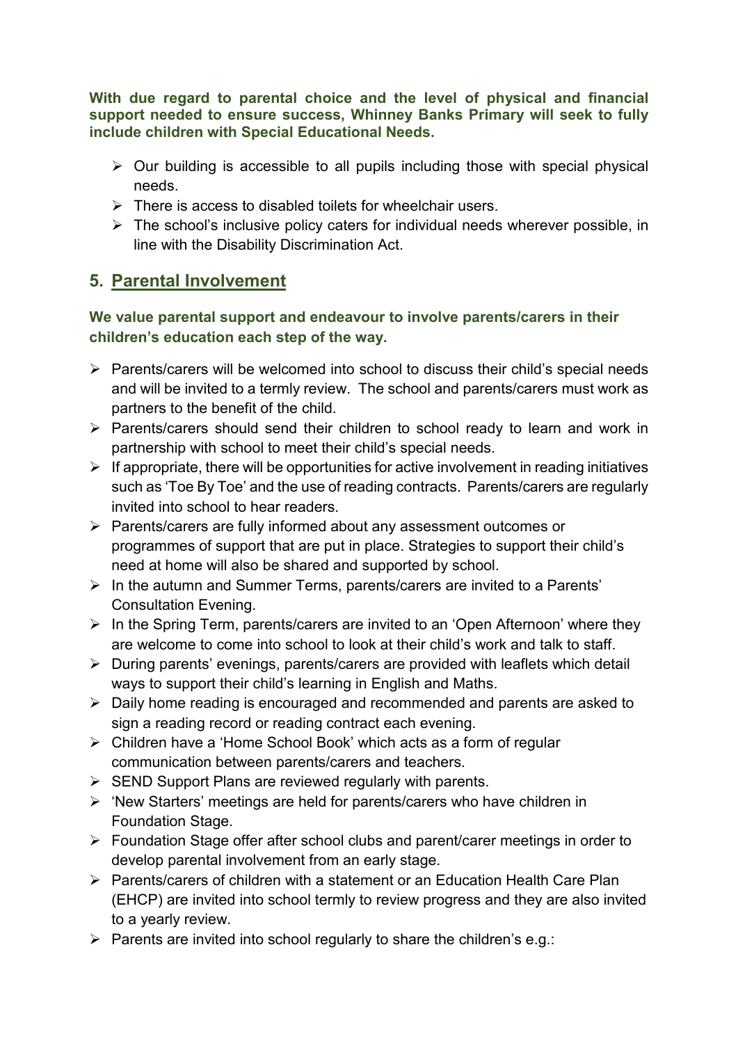**With due regard to parental choice and the level of physical and financial support needed to ensure success, Whinney Banks Primary will seek to fully include children with Special Educational Needs.**

- Our building is accessible to all pupils including those with special physical needs.
- There is access to disabled toilets for wheelchair users.
- The school's inclusive policy caters for individual needs wherever possible, in line with the Disability Discrimination Act.

## 5. <u>Parental Involvement</u>

**We value parental support and endeavour to involve parents/carers in their children's education each step of the way.**

- Parents/carers will be welcomed into school to discuss their child's special needs and will be invited to a termly review. The school and parents/carers must work as partners to the benefit of the child.
- Parents/carers should send their children to school ready to learn and work in partnership with school to meet their child's special needs.
- If appropriate, there will be opportunities for active involvement in reading initiatives such as 'Toe By Toe' and the use of reading contracts. Parents/carers are regularly invited into school to hear readers.
- Parents/carers are fully informed about any assessment outcomes or programmes of support that are put in place. Strategies to support their child's need at home will also be shared and supported by school.
- In the autumn and Summer Terms, parents/carers are invited to a Parents' Consultation Evening.
- In the Spring Term, parents/carers are invited to an 'Open Afternoon' where they are welcome to come into school to look at their child's work and talk to staff.
- During parents' evenings, parents/carers are provided with leaflets which detail ways to support their child's learning in English and Maths.
- Daily home reading is encouraged and recommended and parents are asked to sign a reading record or reading contract each evening.
- Children have a 'Home School Book' which acts as a form of regular communication between parents/carers and teachers.
- SEND Support Plans are reviewed regularly with parents.
- 'New Starters' meetings are held for parents/carers who have children in Foundation Stage.
- Foundation Stage offer after school clubs and parent/carer meetings in order to develop parental involvement from an early stage.
- Parents/carers of children with a statement or an Education Health Care Plan (EHCP) are invited into school termly to review progress and they are also invited to a yearly review.
- Parents are invited into school regularly to share the children's e.g.: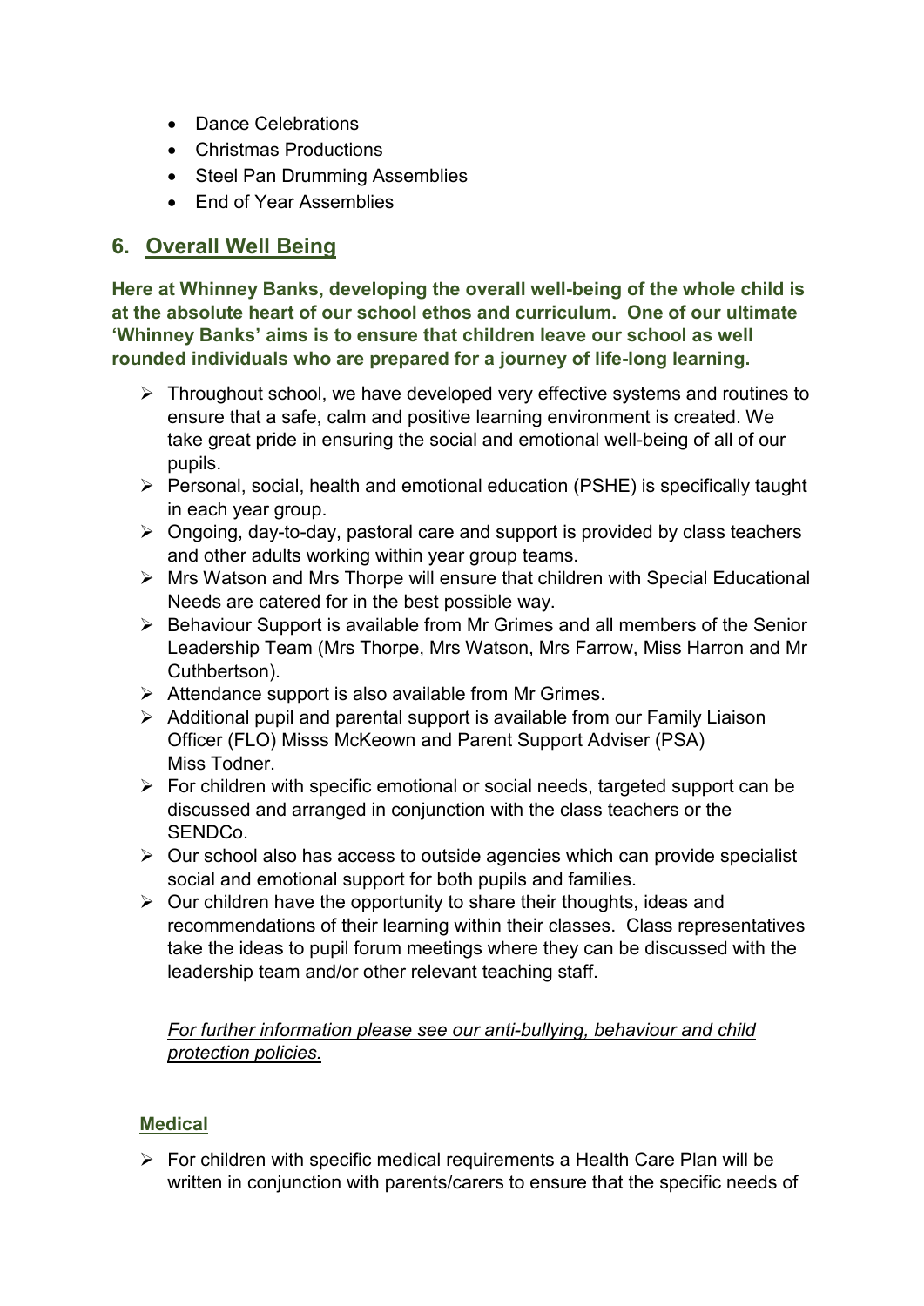- Dance Celebrations
- Christmas Productions
- Steel Pan Drumming Assemblies
- End of Year Assemblies

## 6. Overall Well Being

**Here at Whinney Banks, developing the overall well-being of the whole child is at the absolute heart of our school ethos and curriculum. One of our ultimate 'Whinney Banks' aims is to ensure that children leave our school as well rounded individuals who are prepared for a journey of life-long learning.**

- Throughout school, we have developed very effective systems and routines to ensure that a safe, calm and positive learning environment is created. We take great pride in ensuring the social and emotional well-being of all of our pupils.
- Personal, social, health and emotional education (PSHE) is specifically taught in each year group.
- Ongoing, day-to-day, pastoral care and support is provided by class teachers and other adults working within year group teams.
- Mrs Watson and Mrs Thorpe will ensure that children with Special Educational Needs are catered for in the best possible way.
- Behaviour Support is available from Mr Grimes and all members of the Senior Leadership Team (Mrs Thorpe, Mrs Watson, Mrs Farrow, Miss Harron and Mr Cuthbertson).
- Attendance support is also available from Mr Grimes.
- Additional pupil and parental support is available from our Family Liaison Officer (FLO) Misss McKeown and Parent Support Adviser (PSA) Miss Todner.
- For children with specific emotional or social needs, targeted support can be discussed and arranged in conjunction with the class teachers or the SENDCo.
- Our school also has access to outside agencies which can provide specialist social and emotional support for both pupils and families.
- Our children have the opportunity to share their thoughts, ideas and recommendations of their learning within their classes. Class representatives take the ideas to pupil forum meetings where they can be discussed with the leadership team and/or other relevant teaching staff.

*For further information please see our anti-bullying, behaviour and child protection policies.*

### Medical

- For children with specific medical requirements a Health Care Plan will be written in conjunction with parents/carers to ensure that the specific needs of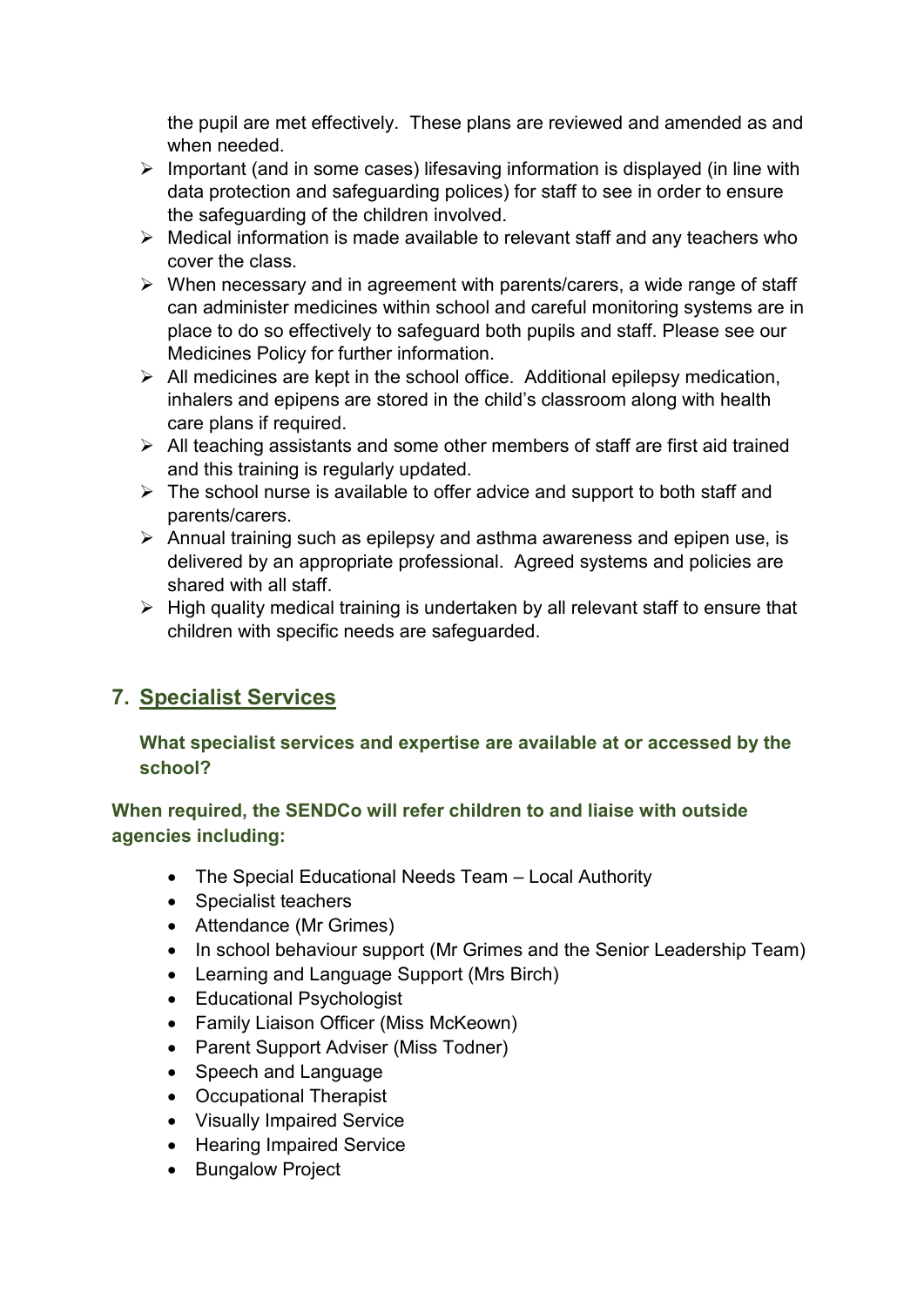the pupil are met effectively. These plans are reviewed and amended as and when needed.

- Important (and in some cases) lifesaving information is displayed (in line with data protection and safeguarding polices) for staff to see in order to ensure the safeguarding of the children involved.
- Medical information is made available to relevant staff and any teachers who cover the class.
- When necessary and in agreement with parents/carers, a wide range of staff can administer medicines within school and careful monitoring systems are in place to do so effectively to safeguard both pupils and staff. Please see our Medicines Policy for further information.
- All medicines are kept in the school office. Additional epilepsy medication, inhalers and epipens are stored in the child's classroom along with health care plans if required.
- All teaching assistants and some other members of staff are first aid trained and this training is regularly updated.
- The school nurse is available to offer advice and support to both staff and parents/carers.
- Annual training such as epilepsy and asthma awareness and epipen use, is delivered by an appropriate professional. Agreed systems and policies are shared with all staff.
- High quality medical training is undertaken by all relevant staff to ensure that children with specific needs are safeguarded.

## 7. Specialist Services

**What specialist services and expertise are available at or accessed by the school?**

**When required, the SENDCo will refer children to and liaise with outside agencies including:**

- The Special Educational Needs Team – Local Authority
- Specialist teachers
- Attendance (Mr Grimes)
- In school behaviour support (Mr Grimes and the Senior Leadership Team)
- Learning and Language Support (Mrs Birch)
- Educational Psychologist
- Family Liaison Officer (Miss McKeown)
- Parent Support Adviser (Miss Todner)
- Speech and Language
- Occupational Therapist
- Visually Impaired Service
- Hearing Impaired Service
- Bungalow Project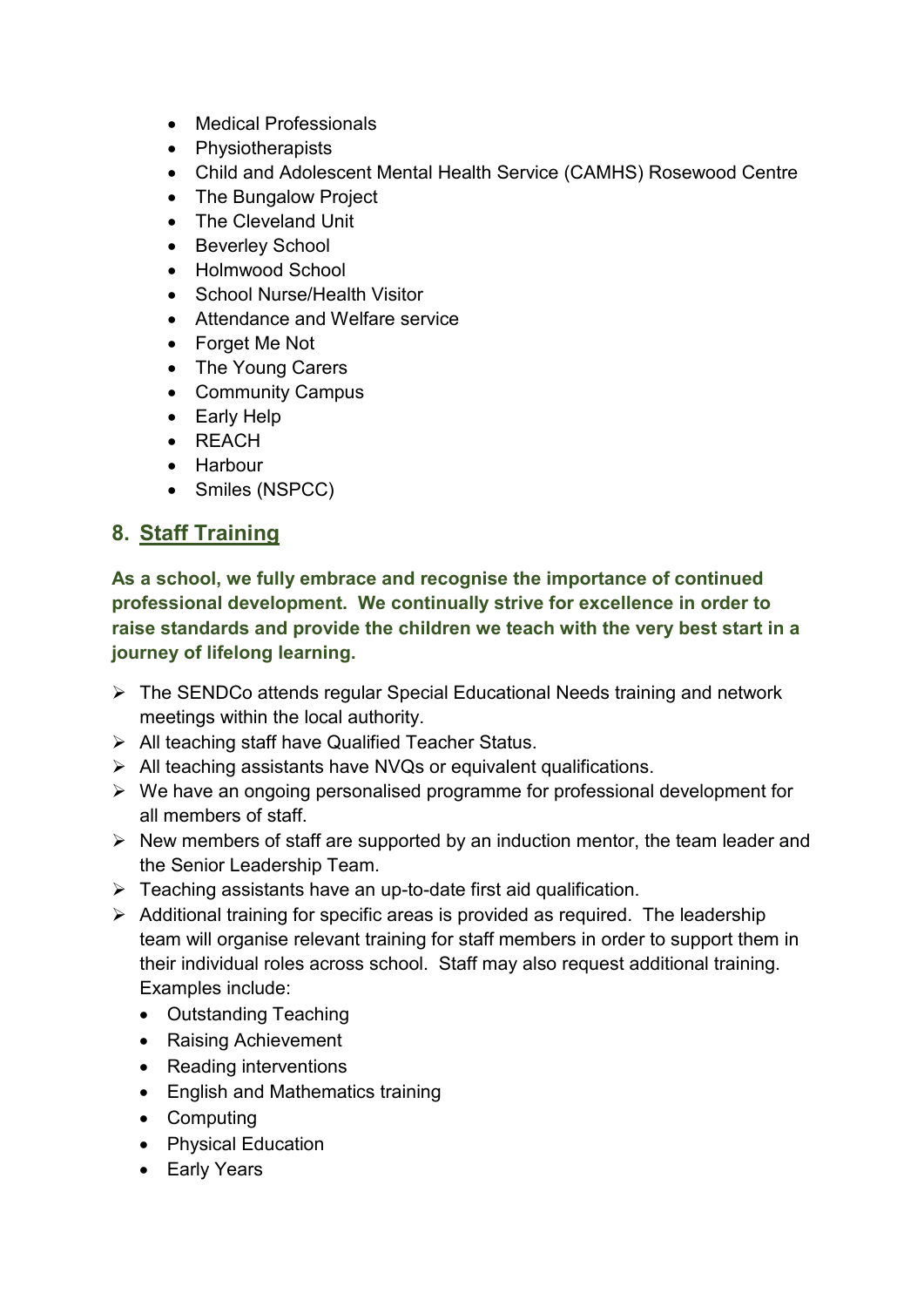- Medical Professionals
- Physiotherapists
- Child and Adolescent Mental Health Service (CAMHS) Rosewood Centre
- The Bungalow Project
- The Cleveland Unit
- Beverley School
- Holmwood School
- School Nurse/Health Visitor
- Attendance and Welfare service
- Forget Me Not
- The Young Carers
- Community Campus
- Early Help
- REACH
- Harbour
- Smiles (NSPCC)

## 8. Staff Training

**As a school, we fully embrace and recognise the importance of continued professional development. We continually strive for excellence in order to raise standards and provide the children we teach with the very best start in a journey of lifelong learning.**

- The SENDCo attends regular Special Educational Needs training and network meetings within the local authority.
- All teaching staff have Qualified Teacher Status.
- All teaching assistants have NVQs or equivalent qualifications.
- We have an ongoing personalised programme for professional development for all members of staff.
- New members of staff are supported by an induction mentor, the team leader and the Senior Leadership Team.
- Teaching assistants have an up-to-date first aid qualification.
- Additional training for specific areas is provided as required. The leadership team will organise relevant training for staff members in order to support them in their individual roles across school. Staff may also request additional training. Examples include:
  - Outstanding Teaching
  - Raising Achievement
  - Reading interventions
  - English and Mathematics training
  - Computing
  - Physical Education
  - Early Years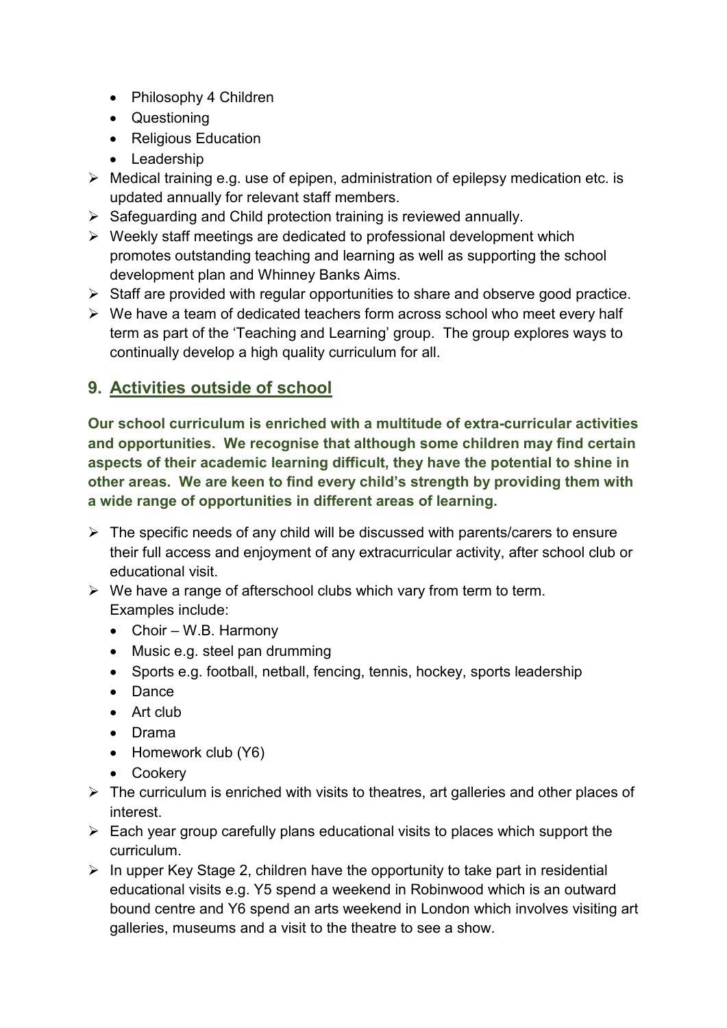- Philosophy 4 Children
- Questioning
- Religious Education
- Leadership

- Medical training e.g. use of epipen, administration of epilepsy medication etc. is updated annually for relevant staff members.
- Safeguarding and Child protection training is reviewed annually.
- Weekly staff meetings are dedicated to professional development which promotes outstanding teaching and learning as well as supporting the school development plan and Whinney Banks Aims.
- Staff are provided with regular opportunities to share and observe good practice.
- We have a team of dedicated teachers form across school who meet every half term as part of the 'Teaching and Learning' group. The group explores ways to continually develop a high quality curriculum for all.

## 9. Activities outside of school

**Our school curriculum is enriched with a multitude of extra-curricular activities and opportunities. We recognise that although some children may find certain aspects of their academic learning difficult, they have the potential to shine in other areas. We are keen to find every child's strength by providing them with a wide range of opportunities in different areas of learning.**

- The specific needs of any child will be discussed with parents/carers to ensure their full access and enjoyment of any extracurricular activity, after school club or educational visit.
- We have a range of afterschool clubs which vary from term to term. Examples include:
  - Choir – W.B. Harmony
  - Music e.g. steel pan drumming
  - Sports e.g. football, netball, fencing, tennis, hockey, sports leadership
  - Dance
  - Art club
  - Drama
  - Homework club (Y6)
  - Cookery
- The curriculum is enriched with visits to theatres, art galleries and other places of interest.
- Each year group carefully plans educational visits to places which support the curriculum.
- In upper Key Stage 2, children have the opportunity to take part in residential educational visits e.g. Y5 spend a weekend in Robinwood which is an outward bound centre and Y6 spend an arts weekend in London which involves visiting art galleries, museums and a visit to the theatre to see a show.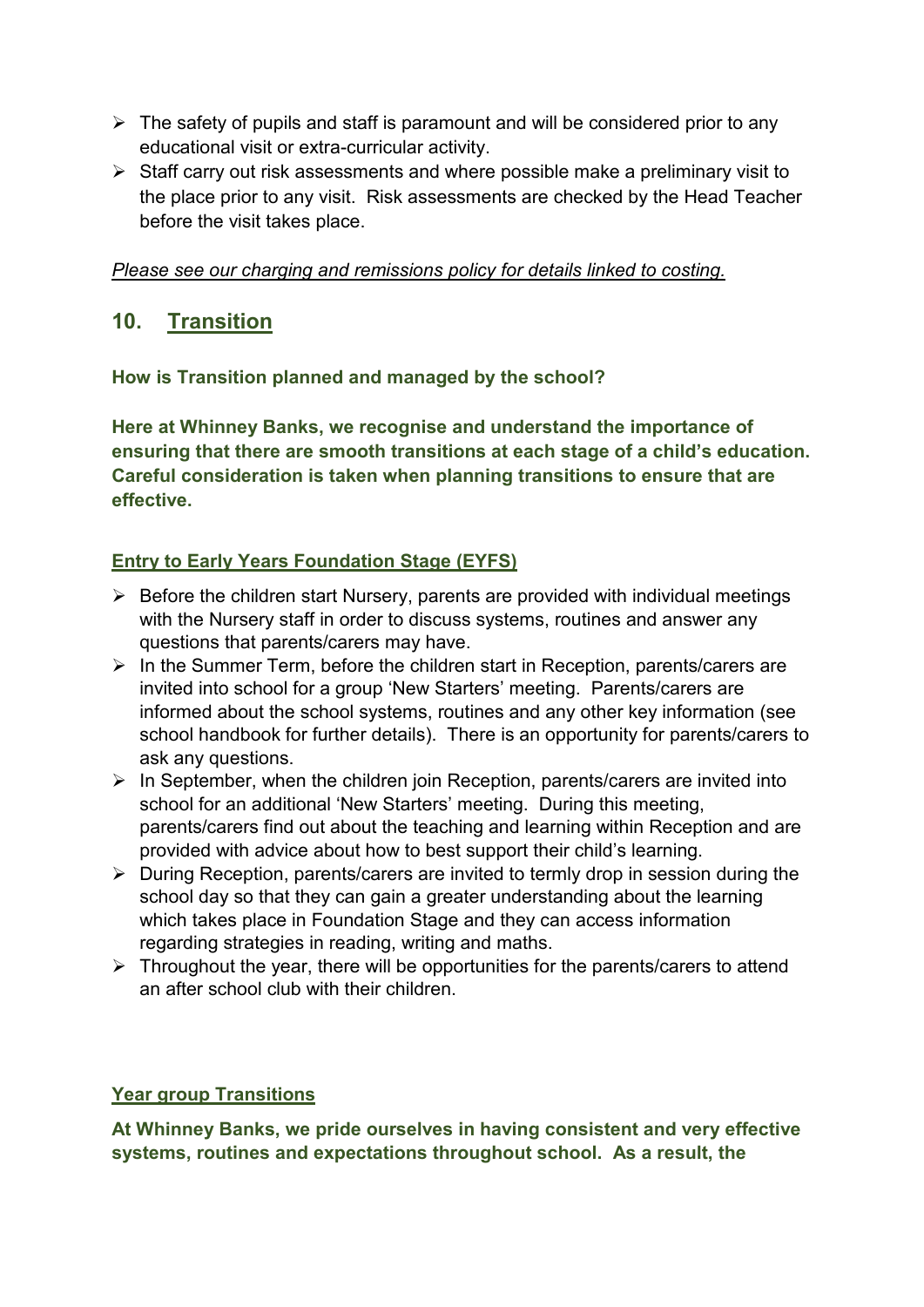- The safety of pupils and staff is paramount and will be considered prior to any educational visit or extra-curricular activity.
- Staff carry out risk assessments and where possible make a preliminary visit to the place prior to any visit. Risk assessments are checked by the Head Teacher before the visit takes place.

*Please see our charging and remissions policy for details linked to costing.*

## 10. Transition

**How is Transition planned and managed by the school?**

**Here at Whinney Banks, we recognise and understand the importance of ensuring that there are smooth transitions at each stage of a child's education. Careful consideration is taken when planning transitions to ensure that are effective.**

### Entry to Early Years Foundation Stage (EYFS)

- Before the children start Nursery, parents are provided with individual meetings with the Nursery staff in order to discuss systems, routines and answer any questions that parents/carers may have.
- In the Summer Term, before the children start in Reception, parents/carers are invited into school for a group 'New Starters' meeting. Parents/carers are informed about the school systems, routines and any other key information (see school handbook for further details). There is an opportunity for parents/carers to ask any questions.
- In September, when the children join Reception, parents/carers are invited into school for an additional 'New Starters' meeting. During this meeting, parents/carers find out about the teaching and learning within Reception and are provided with advice about how to best support their child's learning.
- During Reception, parents/carers are invited to termly drop in session during the school day so that they can gain a greater understanding about the learning which takes place in Foundation Stage and they can access information regarding strategies in reading, writing and maths.
- Throughout the year, there will be opportunities for the parents/carers to attend an after school club with their children.

### Year group Transitions

**At Whinney Banks, we pride ourselves in having consistent and very effective systems, routines and expectations throughout school. As a result, the**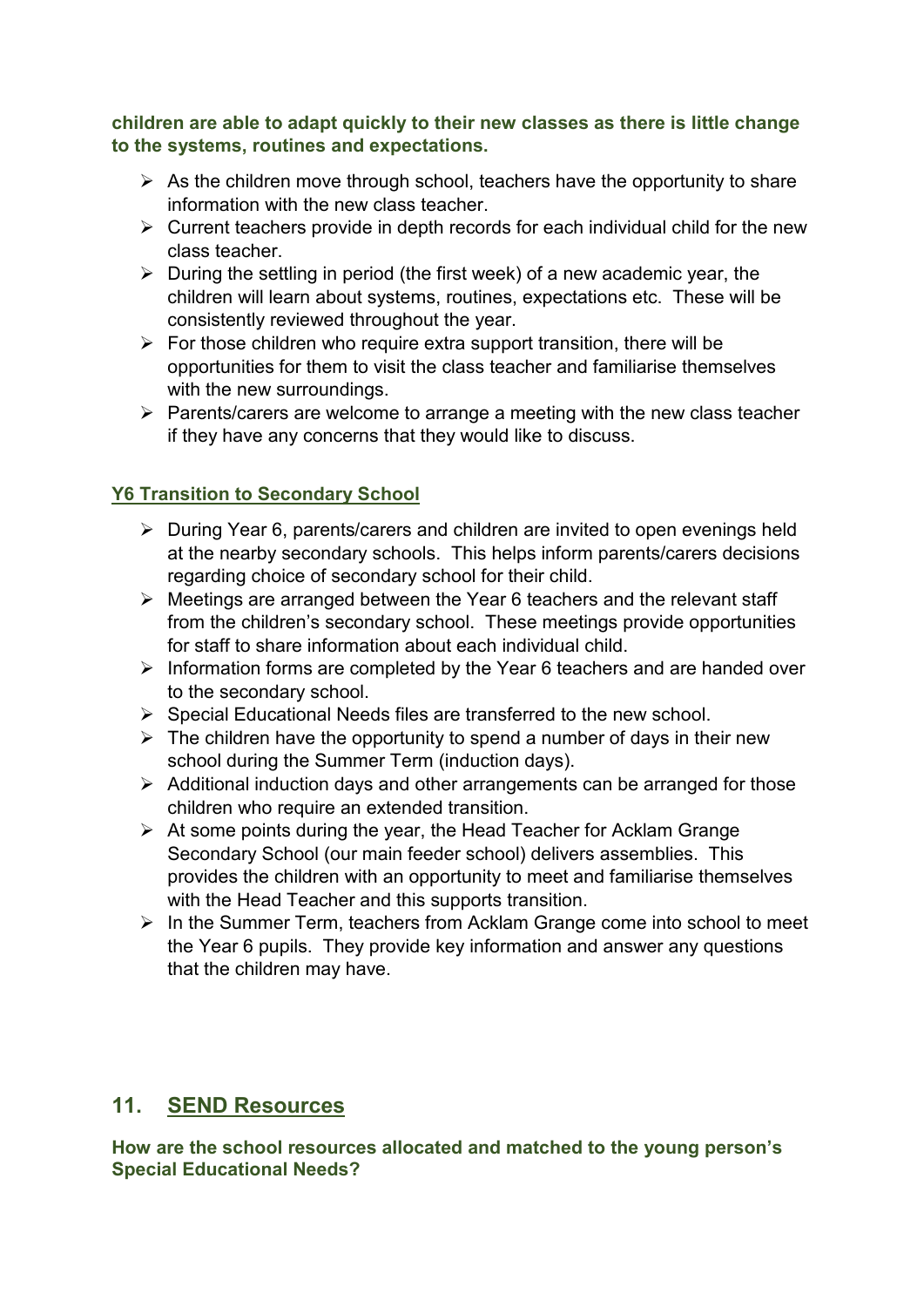**children are able to adapt quickly to their new classes as there is little change to the systems, routines and expectations.**

- As the children move through school, teachers have the opportunity to share information with the new class teacher.
- Current teachers provide in depth records for each individual child for the new class teacher.
- During the settling in period (the first week) of a new academic year, the children will learn about systems, routines, expectations etc. These will be consistently reviewed throughout the year.
- For those children who require extra support transition, there will be opportunities for them to visit the class teacher and familiarise themselves with the new surroundings.
- Parents/carers are welcome to arrange a meeting with the new class teacher if they have any concerns that they would like to discuss.

### Y6 Transition to Secondary School

- During Year 6, parents/carers and children are invited to open evenings held at the nearby secondary schools. This helps inform parents/carers decisions regarding choice of secondary school for their child.
- Meetings are arranged between the Year 6 teachers and the relevant staff from the children's secondary school. These meetings provide opportunities for staff to share information about each individual child.
- Information forms are completed by the Year 6 teachers and are handed over to the secondary school.
- Special Educational Needs files are transferred to the new school.
- The children have the opportunity to spend a number of days in their new school during the Summer Term (induction days).
- Additional induction days and other arrangements can be arranged for those children who require an extended transition.
- At some points during the year, the Head Teacher for Acklam Grange Secondary School (our main feeder school) delivers assemblies. This provides the children with an opportunity to meet and familiarise themselves with the Head Teacher and this supports transition.
- In the Summer Term, teachers from Acklam Grange come into school to meet the Year 6 pupils. They provide key information and answer any questions that the children may have.

## 11. SEND Resources

**How are the school resources allocated and matched to the young person's Special Educational Needs?**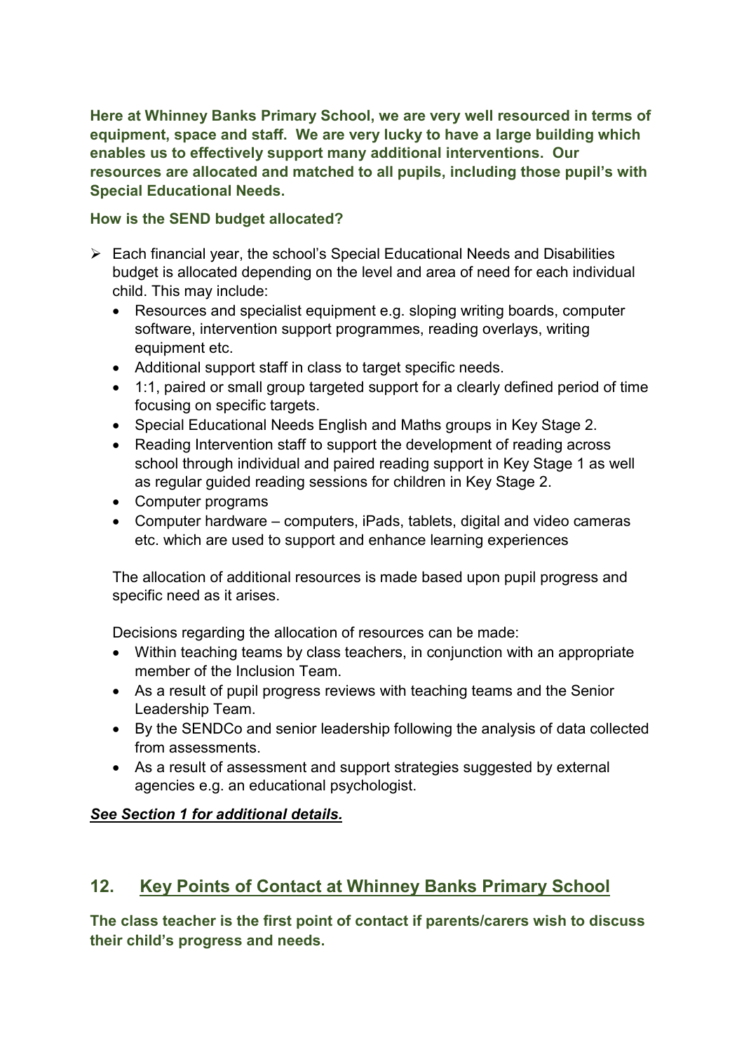**Here at Whinney Banks Primary School, we are very well resourced in terms of equipment, space and staff. We are very lucky to have a large building which enables us to effectively support many additional interventions. Our resources are allocated and matched to all pupils, including those pupil's with Special Educational Needs.**

**How is the SEND budget allocated?**

- Each financial year, the school's Special Educational Needs and Disabilities budget is allocated depending on the level and area of need for each individual child. This may include:
  - Resources and specialist equipment e.g. sloping writing boards, computer software, intervention support programmes, reading overlays, writing equipment etc.
  - Additional support staff in class to target specific needs.
  - 1:1, paired or small group targeted support for a clearly defined period of time focusing on specific targets.
  - Special Educational Needs English and Maths groups in Key Stage 2.
  - Reading Intervention staff to support the development of reading across school through individual and paired reading support in Key Stage 1 as well as regular guided reading sessions for children in Key Stage 2.
  - Computer programs
  - Computer hardware – computers, iPads, tablets, digital and video cameras etc. which are used to support and enhance learning experiences

  The allocation of additional resources is made based upon pupil progress and specific need as it arises.

  Decisions regarding the allocation of resources can be made:
  - Within teaching teams by class teachers, in conjunction with an appropriate member of the Inclusion Team.
  - As a result of pupil progress reviews with teaching teams and the Senior Leadership Team.
  - By the SENDCo and senior leadership following the analysis of data collected from assessments.
  - As a result of assessment and support strategies suggested by external agencies e.g. an educational psychologist.

***See Section 1 for additional details.***

## 12. Key Points of Contact at Whinney Banks Primary School

**The class teacher is the first point of contact if parents/carers wish to discuss their child's progress and needs.**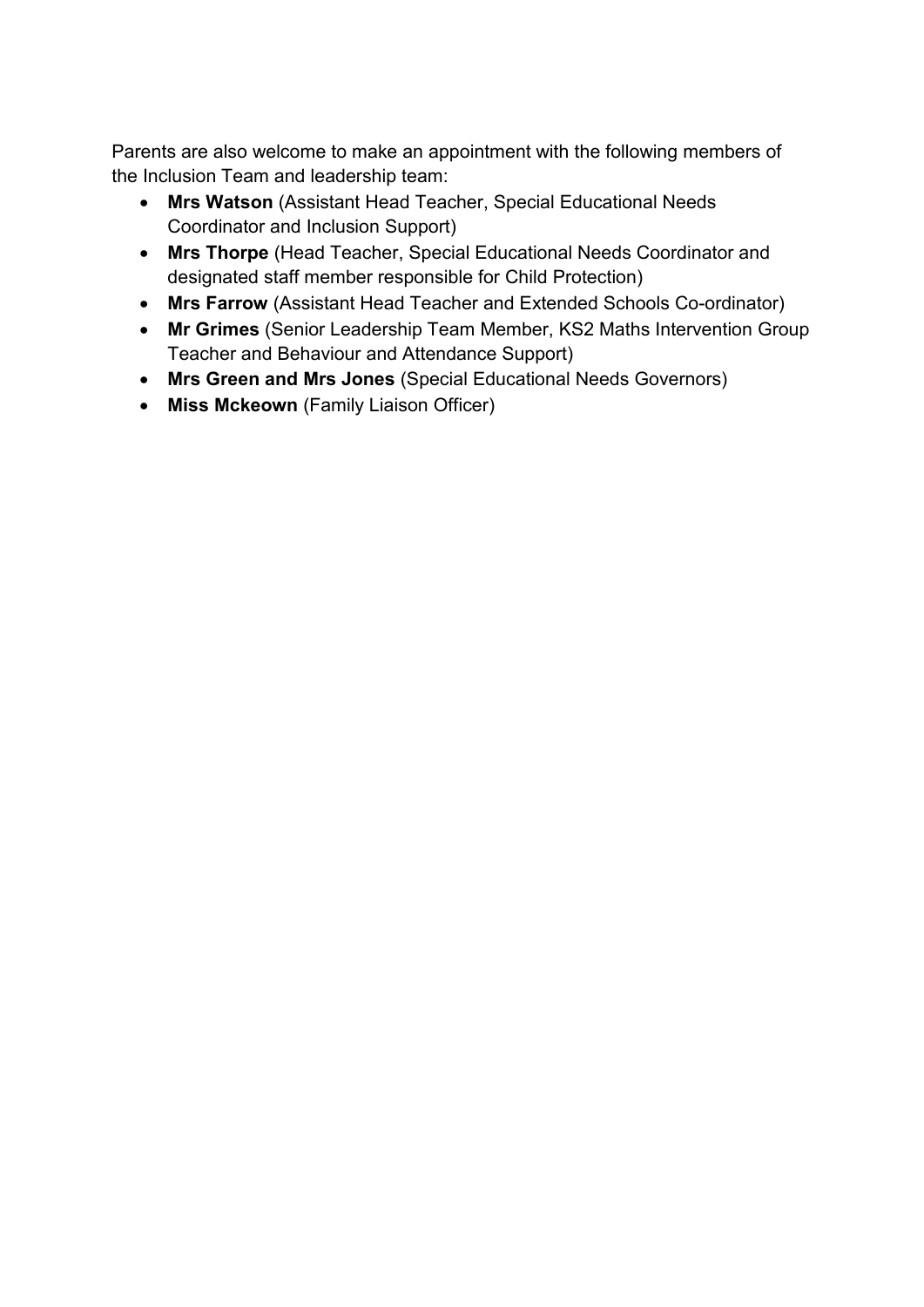Parents are also welcome to make an appointment with the following members of the Inclusion Team and leadership team:

- **Mrs Watson** (Assistant Head Teacher, Special Educational Needs Coordinator and Inclusion Support)
- **Mrs Thorpe** (Head Teacher, Special Educational Needs Coordinator and designated staff member responsible for Child Protection)
- **Mrs Farrow** (Assistant Head Teacher and Extended Schools Co-ordinator)
- **Mr Grimes** (Senior Leadership Team Member, KS2 Maths Intervention Group Teacher and Behaviour and Attendance Support)
- **Mrs Green and Mrs Jones** (Special Educational Needs Governors)
- **Miss Mckeown** (Family Liaison Officer)